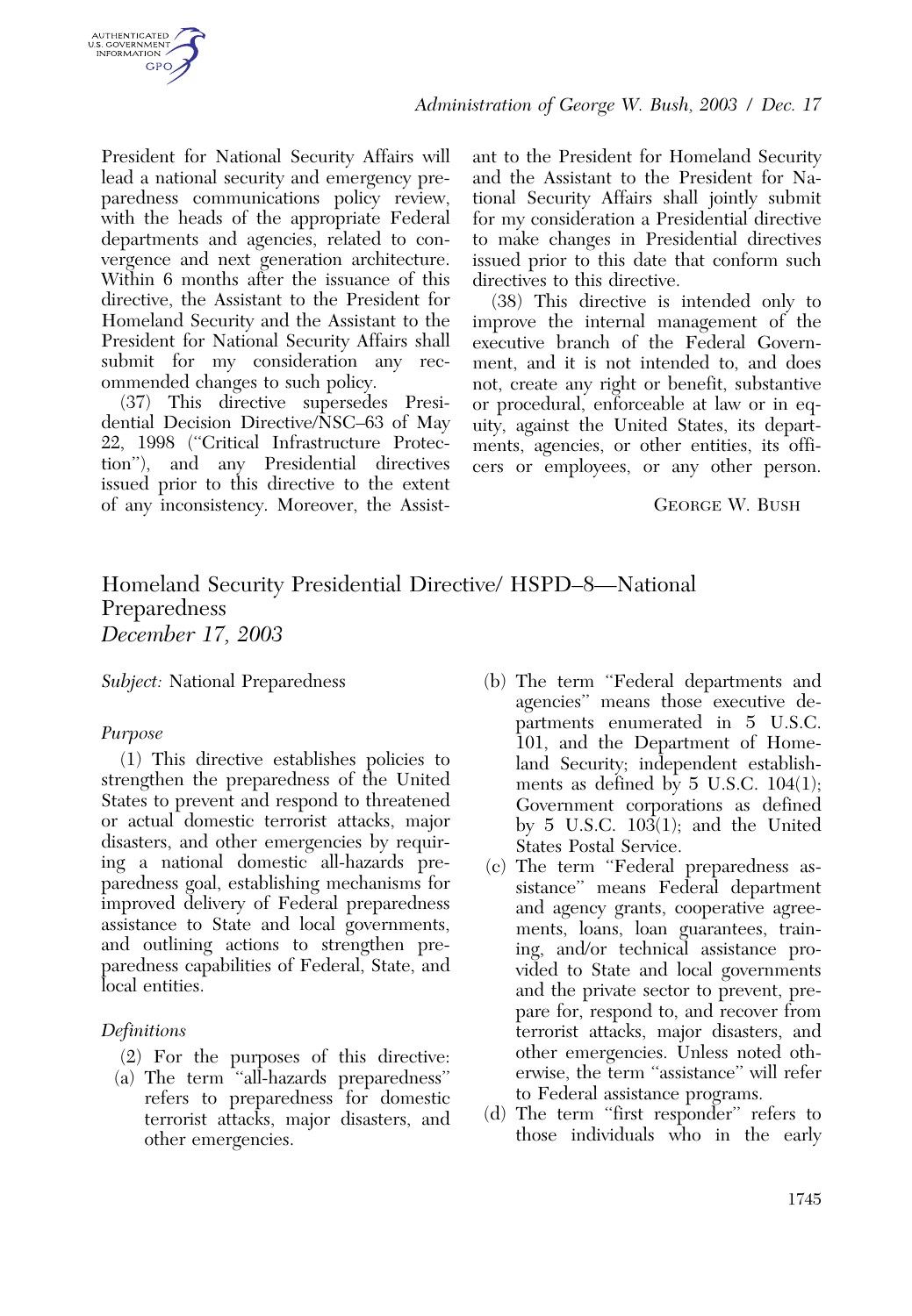President for National Security Affairs will lead a national security and emergency preparedness communications policy review, with the heads of the appropriate Federal departments and agencies, related to convergence and next generation architecture. Within 6 months after the issuance of this directive, the Assistant to the President for Homeland Security and the Assistant to the President for National Security Affairs shall submit for my consideration any recommended changes to such policy.

(37) This directive supersedes Presidential Decision Directive/NSC–63 of May 22, 1998 (“Critical Infrastructure Protection”), and any Presidential directives issued prior to this directive to the extent of any inconsistency. Moreover, the Assistant to the President for Homeland Security and the Assistant to the President for National Security Affairs shall jointly submit for my consideration a Presidential directive to make changes in Presidential directives issued prior to this date that conform such directives to this directive.

(38) This directive is intended only to improve the internal management of the executive branch of the Federal Government, and it is not intended to, and does not, create any right or benefit, substantive or procedural, enforceable at law or in equity, against the United States, its departments, agencies, or other entities, its officers or employees, or any other person.

GEORGE W. BUSH

# Homeland Security Presidential Directive/ HSPD–8—National Preparedness

*December 17, 2003*

*Subject:* National Preparedness

*Purpose*

(1) This directive establishes policies to strengthen the preparedness of the United States to prevent and respond to threatened or actual domestic terrorist attacks, major disasters, and other emergencies by requiring a national domestic all-hazards preparedness goal, establishing mechanisms for improved delivery of Federal preparedness assistance to State and local governments, and outlining actions to strengthen preparedness capabilities of Federal, State, and local entities.

*Definitions*

(2) For the purposes of this directive:

(a) The term “all-hazards preparedness” refers to preparedness for domestic terrorist attacks, major disasters, and other emergencies.

(b) The term “Federal departments and agencies” means those executive departments enumerated in 5 U.S.C. 101, and the Department of Homeland Security; independent establishments as defined by 5 U.S.C. 104(1); Government corporations as defined by 5 U.S.C. 103(1); and the United States Postal Service.

(c) The term “Federal preparedness assistance” means Federal department and agency grants, cooperative agreements, loans, loan guarantees, training, and/or technical assistance provided to State and local governments and the private sector to prevent, prepare for, respond to, and recover from terrorist attacks, major disasters, and other emergencies. Unless noted otherwise, the term “assistance” will refer to Federal assistance programs.

(d) The term “first responder” refers to those individuals who in the early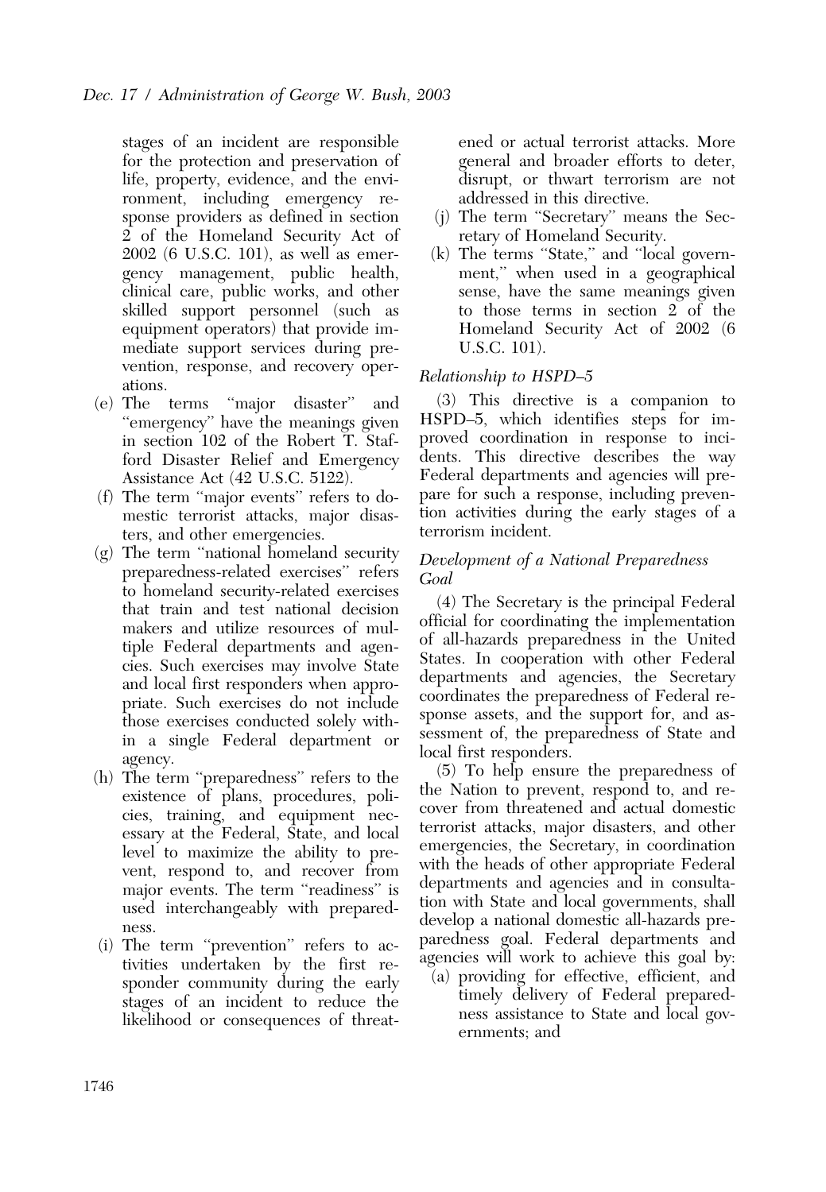stages of an incident are responsible for the protection and preservation of life, property, evidence, and the environment, including emergency response providers as defined in section 2 of the Homeland Security Act of 2002 (6 U.S.C. 101), as well as emergency management, public health, clinical care, public works, and other skilled support personnel (such as equipment operators) that provide immediate support services during prevention, response, and recovery operations.

(e) The terms "major disaster" and "emergency" have the meanings given in section 102 of the Robert T. Stafford Disaster Relief and Emergency Assistance Act (42 U.S.C. 5122).

(f) The term "major events" refers to domestic terrorist attacks, major disasters, and other emergencies.

(g) The term "national homeland security preparedness-related exercises" refers to homeland security-related exercises that train and test national decision makers and utilize resources of multiple Federal departments and agencies. Such exercises may involve State and local first responders when appropriate. Such exercises do not include those exercises conducted solely within a single Federal department or agency.

(h) The term "preparedness" refers to the existence of plans, procedures, policies, training, and equipment necessary at the Federal, State, and local level to maximize the ability to prevent, respond to, and recover from major events. The term "readiness" is used interchangeably with preparedness.

(i) The term "prevention" refers to activities undertaken by the first responder community during the early stages of an incident to reduce the likelihood or consequences of threatened or actual terrorist attacks. More general and broader efforts to deter, disrupt, or thwart terrorism are not addressed in this directive.

(j) The term "Secretary" means the Secretary of Homeland Security.

(k) The terms "State," and "local government," when used in a geographical sense, have the same meanings given to those terms in section 2 of the Homeland Security Act of 2002 (6 U.S.C. 101).

*Relationship to HSPD–5*

(3) This directive is a companion to HSPD–5, which identifies steps for improved coordination in response to incidents. This directive describes the way Federal departments and agencies will prepare for such a response, including prevention activities during the early stages of a terrorism incident.

*Development of a National Preparedness Goal*

(4) The Secretary is the principal Federal official for coordinating the implementation of all-hazards preparedness in the United States. In cooperation with other Federal departments and agencies, the Secretary coordinates the preparedness of Federal response assets, and the support for, and assessment of, the preparedness of State and local first responders.

(5) To help ensure the preparedness of the Nation to prevent, respond to, and recover from threatened and actual domestic terrorist attacks, major disasters, and other emergencies, the Secretary, in coordination with the heads of other appropriate Federal departments and agencies and in consultation with State and local governments, shall develop a national domestic all-hazards preparedness goal. Federal departments and agencies will work to achieve this goal by:

(a) providing for effective, efficient, and timely delivery of Federal preparedness assistance to State and local governments; and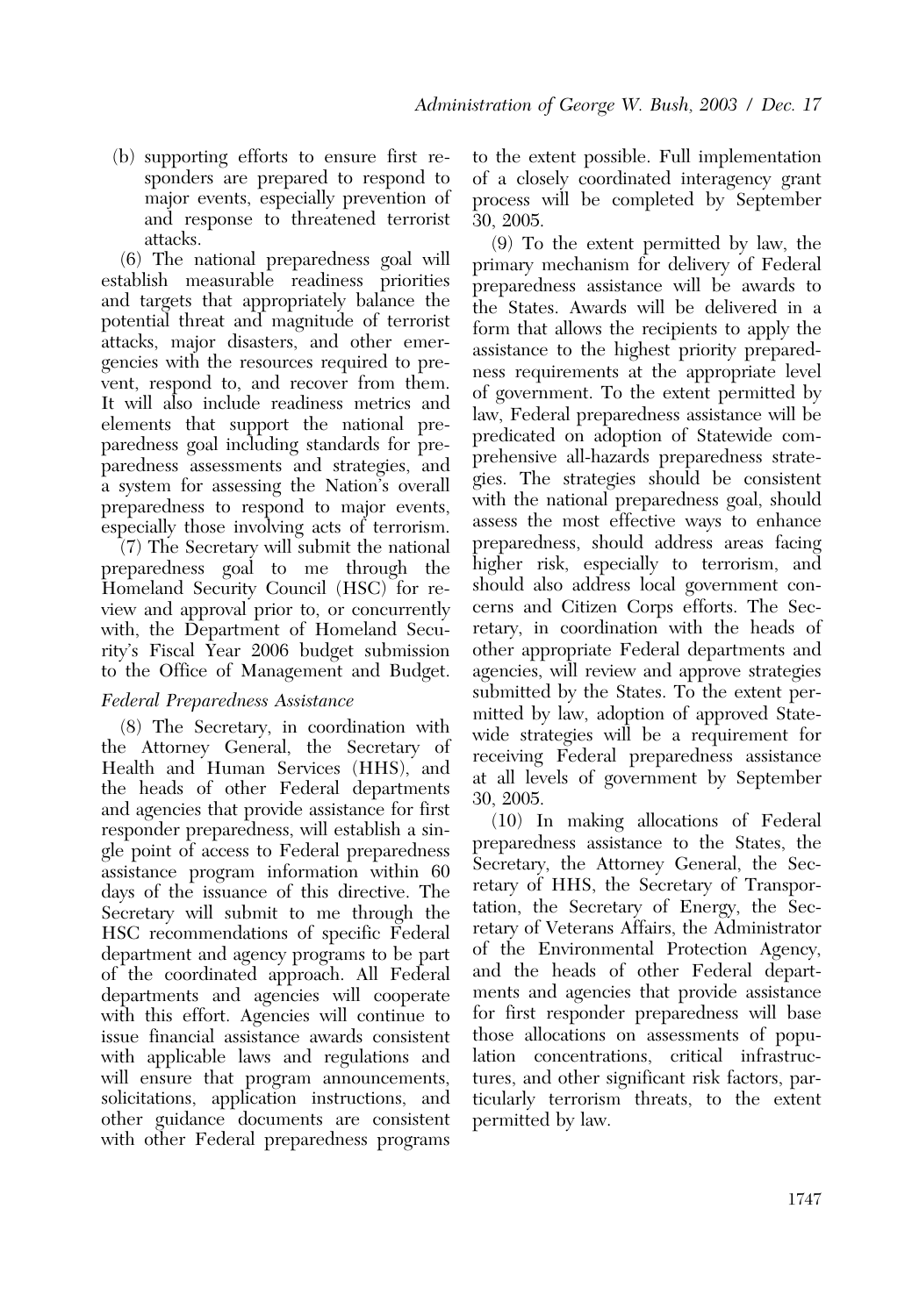(b) supporting efforts to ensure first responders are prepared to respond to major events, especially prevention of and response to threatened terrorist attacks.

(6) The national preparedness goal will establish measurable readiness priorities and targets that appropriately balance the potential threat and magnitude of terrorist attacks, major disasters, and other emergencies with the resources required to prevent, respond to, and recover from them. It will also include readiness metrics and elements that support the national preparedness goal including standards for preparedness assessments and strategies, and a system for assessing the Nation's overall preparedness to respond to major events, especially those involving acts of terrorism.

(7) The Secretary will submit the national preparedness goal to me through the Homeland Security Council (HSC) for review and approval prior to, or concurrently with, the Department of Homeland Security's Fiscal Year 2006 budget submission to the Office of Management and Budget.

*Federal Preparedness Assistance*

(8) The Secretary, in coordination with the Attorney General, the Secretary of Health and Human Services (HHS), and the heads of other Federal departments and agencies that provide assistance for first responder preparedness, will establish a single point of access to Federal preparedness assistance program information within 60 days of the issuance of this directive. The Secretary will submit to me through the HSC recommendations of specific Federal department and agency programs to be part of the coordinated approach. All Federal departments and agencies will cooperate with this effort. Agencies will continue to issue financial assistance awards consistent with applicable laws and regulations and will ensure that program announcements, solicitations, application instructions, and other guidance documents are consistent with other Federal preparedness programs to the extent possible. Full implementation of a closely coordinated interagency grant process will be completed by September 30, 2005.

(9) To the extent permitted by law, the primary mechanism for delivery of Federal preparedness assistance will be awards to the States. Awards will be delivered in a form that allows the recipients to apply the assistance to the highest priority preparedness requirements at the appropriate level of government. To the extent permitted by law, Federal preparedness assistance will be predicated on adoption of Statewide comprehensive all-hazards preparedness strategies. The strategies should be consistent with the national preparedness goal, should assess the most effective ways to enhance preparedness, should address areas facing higher risk, especially to terrorism, and should also address local government concerns and Citizen Corps efforts. The Secretary, in coordination with the heads of other appropriate Federal departments and agencies, will review and approve strategies submitted by the States. To the extent permitted by law, adoption of approved Statewide strategies will be a requirement for receiving Federal preparedness assistance at all levels of government by September 30, 2005.

(10) In making allocations of Federal preparedness assistance to the States, the Secretary, the Attorney General, the Secretary of HHS, the Secretary of Transportation, the Secretary of Energy, the Secretary of Veterans Affairs, the Administrator of the Environmental Protection Agency, and the heads of other Federal departments and agencies that provide assistance for first responder preparedness will base those allocations on assessments of population concentrations, critical infrastructures, and other significant risk factors, particularly terrorism threats, to the extent permitted by law.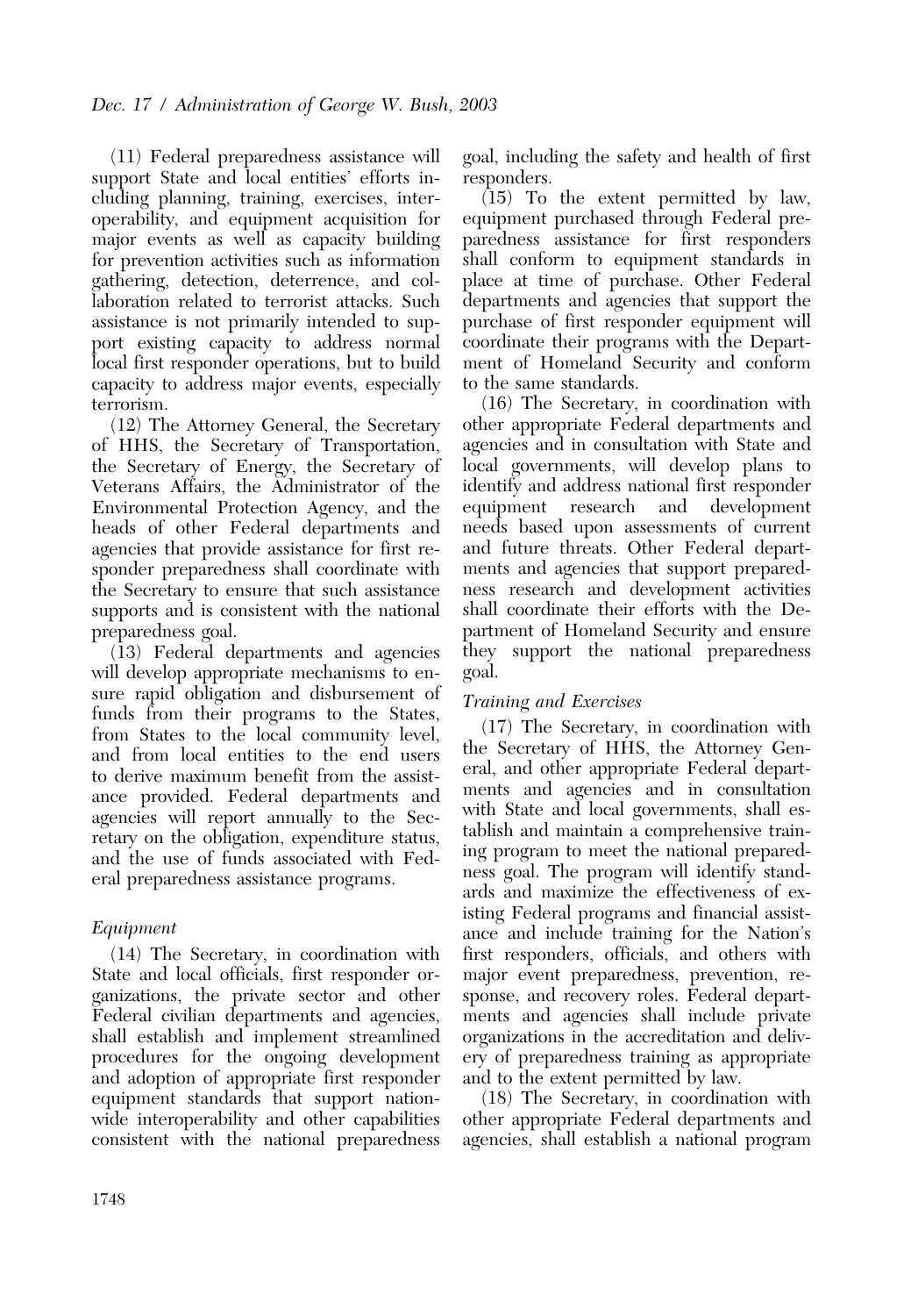(11) Federal preparedness assistance will support State and local entities' efforts including planning, training, exercises, interoperability, and equipment acquisition for major events as well as capacity building for prevention activities such as information gathering, detection, deterrence, and collaboration related to terrorist attacks. Such assistance is not primarily intended to support existing capacity to address normal local first responder operations, but to build capacity to address major events, especially terrorism.

(12) The Attorney General, the Secretary of HHS, the Secretary of Transportation, the Secretary of Energy, the Secretary of Veterans Affairs, the Administrator of the Environmental Protection Agency, and the heads of other Federal departments and agencies that provide assistance for first responder preparedness shall coordinate with the Secretary to ensure that such assistance supports and is consistent with the national preparedness goal.

(13) Federal departments and agencies will develop appropriate mechanisms to ensure rapid obligation and disbursement of funds from their programs to the States, from States to the local community level, and from local entities to the end users to derive maximum benefit from the assistance provided. Federal departments and agencies will report annually to the Secretary on the obligation, expenditure status, and the use of funds associated with Federal preparedness assistance programs.

*Equipment*

(14) The Secretary, in coordination with State and local officials, first responder organizations, the private sector and other Federal civilian departments and agencies, shall establish and implement streamlined procedures for the ongoing development and adoption of appropriate first responder equipment standards that support nationwide interoperability and other capabilities consistent with the national preparedness goal, including the safety and health of first responders.

(15) To the extent permitted by law, equipment purchased through Federal preparedness assistance for first responders shall conform to equipment standards in place at time of purchase. Other Federal departments and agencies that support the purchase of first responder equipment will coordinate their programs with the Department of Homeland Security and conform to the same standards.

(16) The Secretary, in coordination with other appropriate Federal departments and agencies and in consultation with State and local governments, will develop plans to identify and address national first responder equipment research and development needs based upon assessments of current and future threats. Other Federal departments and agencies that support preparedness research and development activities shall coordinate their efforts with the Department of Homeland Security and ensure they support the national preparedness goal.

*Training and Exercises*

(17) The Secretary, in coordination with the Secretary of HHS, the Attorney General, and other appropriate Federal departments and agencies and in consultation with State and local governments, shall establish and maintain a comprehensive training program to meet the national preparedness goal. The program will identify standards and maximize the effectiveness of existing Federal programs and financial assistance and include training for the Nation's first responders, officials, and others with major event preparedness, prevention, response, and recovery roles. Federal departments and agencies shall include private organizations in the accreditation and delivery of preparedness training as appropriate and to the extent permitted by law.

(18) The Secretary, in coordination with other appropriate Federal departments and agencies, shall establish a national program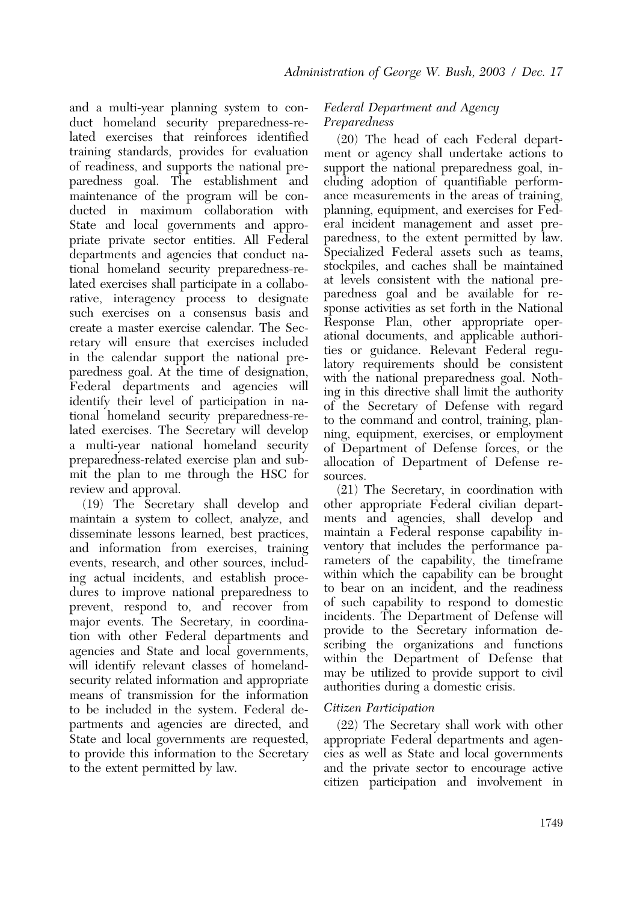and a multi-year planning system to conduct homeland security preparedness-related exercises that reinforces identified training standards, provides for evaluation of readiness, and supports the national preparedness goal. The establishment and maintenance of the program will be conducted in maximum collaboration with State and local governments and appropriate private sector entities. All Federal departments and agencies that conduct national homeland security preparedness-related exercises shall participate in a collaborative, interagency process to designate such exercises on a consensus basis and create a master exercise calendar. The Secretary will ensure that exercises included in the calendar support the national preparedness goal. At the time of designation, Federal departments and agencies will identify their level of participation in national homeland security preparedness-related exercises. The Secretary will develop a multi-year national homeland security preparedness-related exercise plan and submit the plan to me through the HSC for review and approval.

(19) The Secretary shall develop and maintain a system to collect, analyze, and disseminate lessons learned, best practices, and information from exercises, training events, research, and other sources, including actual incidents, and establish procedures to improve national preparedness to prevent, respond to, and recover from major events. The Secretary, in coordination with other Federal departments and agencies and State and local governments, will identify relevant classes of homeland-security related information and appropriate means of transmission for the information to be included in the system. Federal departments and agencies are directed, and State and local governments are requested, to provide this information to the Secretary to the extent permitted by law.

*Federal Department and Agency Preparedness*

(20) The head of each Federal department or agency shall undertake actions to support the national preparedness goal, including adoption of quantifiable performance measurements in the areas of training, planning, equipment, and exercises for Federal incident management and asset preparedness, to the extent permitted by law. Specialized Federal assets such as teams, stockpiles, and caches shall be maintained at levels consistent with the national preparedness goal and be available for response activities as set forth in the National Response Plan, other appropriate operational documents, and applicable authorities or guidance. Relevant Federal regulatory requirements should be consistent with the national preparedness goal. Nothing in this directive shall limit the authority of the Secretary of Defense with regard to the command and control, training, planning, equipment, exercises, or employment of Department of Defense forces, or the allocation of Department of Defense resources.

(21) The Secretary, in coordination with other appropriate Federal civilian departments and agencies, shall develop and maintain a Federal response capability inventory that includes the performance parameters of the capability, the timeframe within which the capability can be brought to bear on an incident, and the readiness of such capability to respond to domestic incidents. The Department of Defense will provide to the Secretary information describing the organizations and functions within the Department of Defense that may be utilized to provide support to civil authorities during a domestic crisis.

*Citizen Participation*

(22) The Secretary shall work with other appropriate Federal departments and agencies as well as State and local governments and the private sector to encourage active citizen participation and involvement in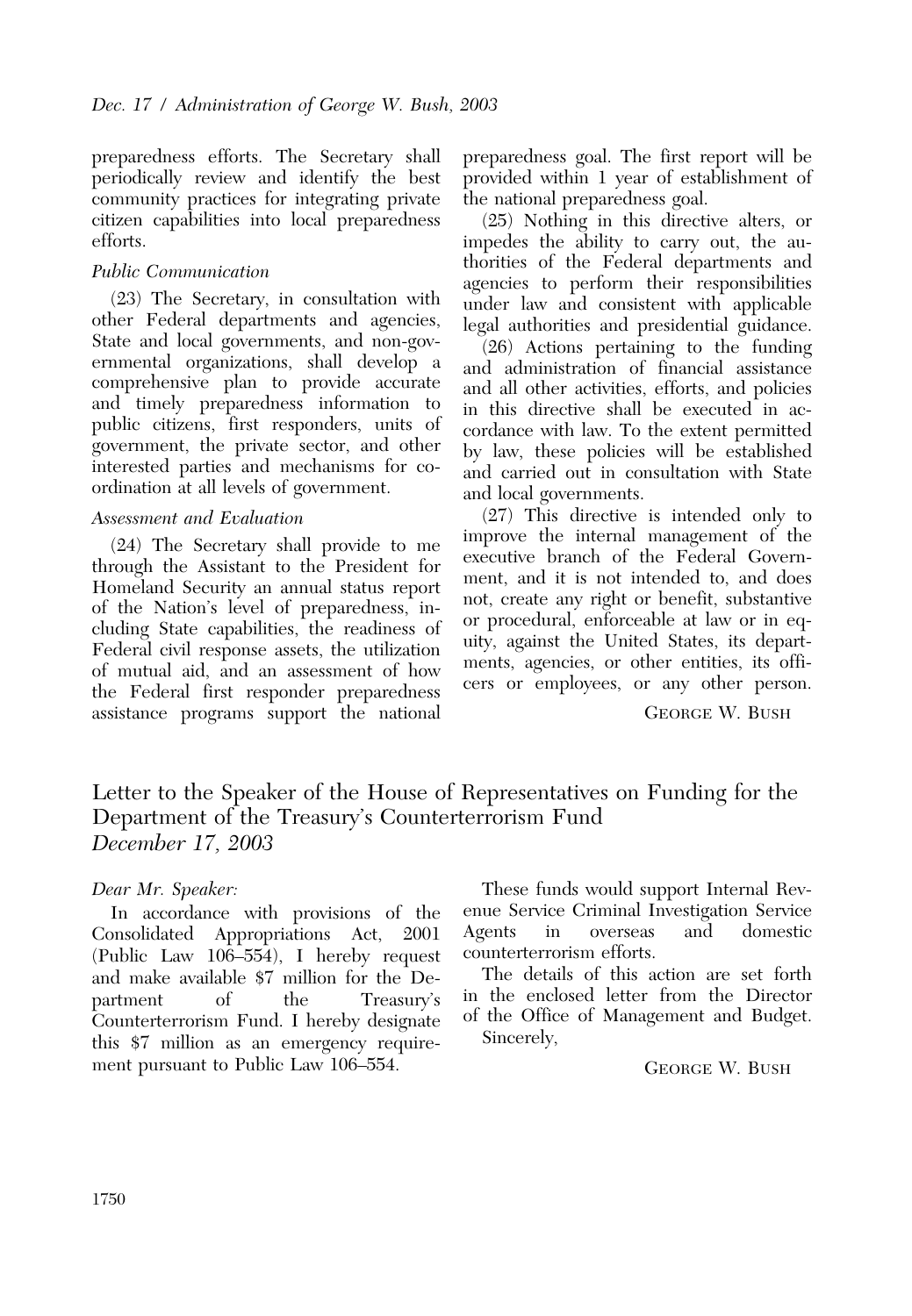preparedness efforts. The Secretary shall periodically review and identify the best community practices for integrating private citizen capabilities into local preparedness efforts.

*Public Communication*

(23) The Secretary, in consultation with other Federal departments and agencies, State and local governments, and non-governmental organizations, shall develop a comprehensive plan to provide accurate and timely preparedness information to public citizens, first responders, units of government, the private sector, and other interested parties and mechanisms for coordination at all levels of government.

*Assessment and Evaluation*

(24) The Secretary shall provide to me through the Assistant to the President for Homeland Security an annual status report of the Nation's level of preparedness, including State capabilities, the readiness of Federal civil response assets, the utilization of mutual aid, and an assessment of how the Federal first responder preparedness assistance programs support the national preparedness goal. The first report will be provided within 1 year of establishment of the national preparedness goal.

(25) Nothing in this directive alters, or impedes the ability to carry out, the authorities of the Federal departments and agencies to perform their responsibilities under law and consistent with applicable legal authorities and presidential guidance.

(26) Actions pertaining to the funding and administration of financial assistance and all other activities, efforts, and policies in this directive shall be executed in accordance with law. To the extent permitted by law, these policies will be established and carried out in consultation with State and local governments.

(27) This directive is intended only to improve the internal management of the executive branch of the Federal Government, and it is not intended to, and does not, create any right or benefit, substantive or procedural, enforceable at law or in equity, against the United States, its departments, agencies, or other entities, its officers or employees, or any other person.

GEORGE W. BUSH

## Letter to the Speaker of the House of Representatives on Funding for the Department of the Treasury's Counterterrorism Fund
*December 17, 2003*

*Dear Mr. Speaker:*

In accordance with provisions of the Consolidated Appropriations Act, 2001 (Public Law 106–554), I hereby request and make available $7 million for the Department of the Treasury's Counterterrorism Fund. I hereby designate this $7 million as an emergency requirement pursuant to Public Law 106–554.

These funds would support Internal Revenue Service Criminal Investigation Service Agents in overseas and domestic counterterrorism efforts.

The details of this action are set forth in the enclosed letter from the Director of the Office of Management and Budget.

Sincerely,

GEORGE W. BUSH